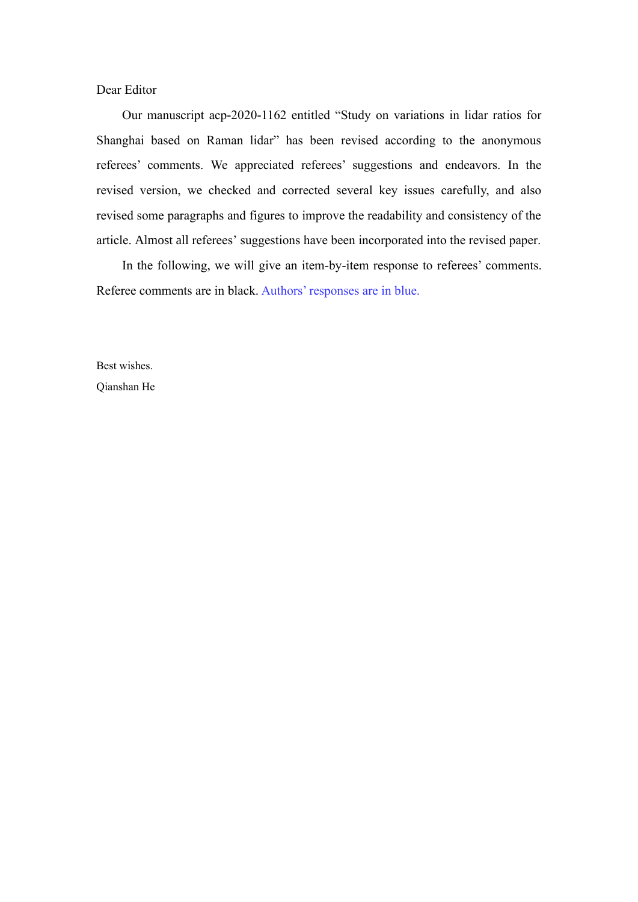Dear Editor

Our manuscript acp-2020-1162 entitled "Study on variations in lidar ratios for Shanghai based on Raman lidar" has been revised according to the anonymous referees' comments. We appreciated referees' suggestions and endeavors. In the revised version, we checked and corrected several key issues carefully, and also revised some paragraphs and figures to improve the readability and consistency of the article. Almost all referees' suggestions have been incorporated into the revised paper.

In the following, we will give an item-by-item response to referees' comments. Referee comments are in black. Authors' responses are in blue.

Best wishes.

Qianshan He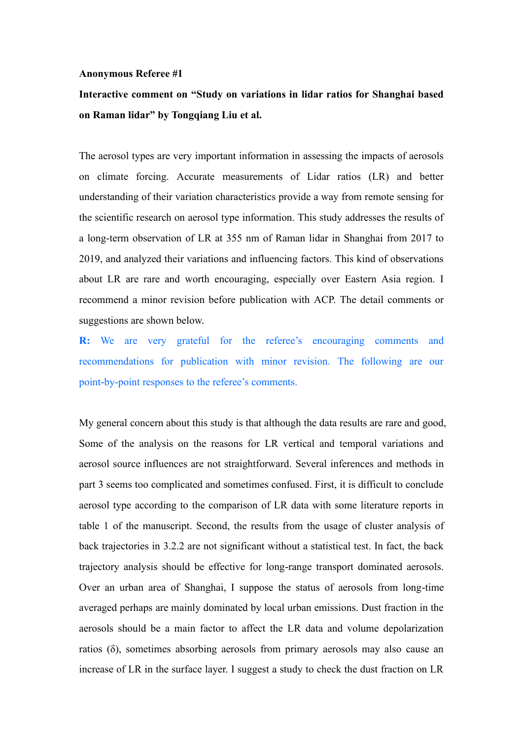**Anonymous Referee #1**

**Interactive comment on "Study on variations in lidar ratios for Shanghai based on Raman lidar" by Tongqiang Liu et al.**

The aerosol types are very important information in assessing the impacts of aerosols on climate forcing. Accurate measurements of Lidar ratios (LR) and better understanding of their variation characteristics provide a way from remote sensing for the scientific research on aerosol type information. This study addresses the results of a long-term observation of LR at 355 nm of Raman lidar in Shanghai from 2017 to 2019, and analyzed their variations and influencing factors. This kind of observations about LR are rare and worth encouraging, especially over Eastern Asia region. I recommend a minor revision before publication with ACP. The detail comments or suggestions are shown below.

**R:** We are very grateful for the referee's encouraging comments and recommendations for publication with minor revision. The following are our point-by-point responses to the referee's comments.

My general concern about this study is that although the data results are rare and good, Some of the analysis on the reasons for LR vertical and temporal variations and aerosol source influences are not straightforward. Several inferences and methods in part 3 seems too complicated and sometimes confused. First, it is difficult to conclude aerosol type according to the comparison of LR data with some literature reports in table 1 of the manuscript. Second, the results from the usage of cluster analysis of back trajectories in 3.2.2 are not significant without a statistical test. In fact, the back trajectory analysis should be effective for long-range transport dominated aerosols. Over an urban area of Shanghai, I suppose the status of aerosols from long-time averaged perhaps are mainly dominated by local urban emissions. Dust fraction in the aerosols should be a main factor to affect the LR data and volume depolarization ratios (δ), sometimes absorbing aerosols from primary aerosols may also cause an increase of LR in the surface layer. I suggest a study to check the dust fraction on LR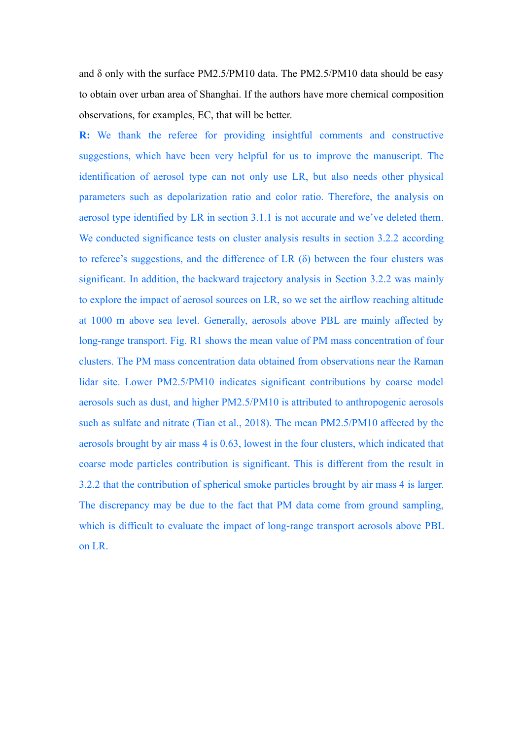and δ only with the surface PM2.5/PM10 data. The PM2.5/PM10 data should be easy to obtain over urban area of Shanghai. If the authors have more chemical composition observations, for examples, EC, that will be better.

**R:** We thank the referee for providing insightful comments and constructive suggestions, which have been very helpful for us to improve the manuscript. The identification of aerosol type can not only use LR, but also needs other physical parameters such as depolarization ratio and color ratio. Therefore, the analysis on aerosol type identified by LR in section 3.1.1 is not accurate and we've deleted them. We conducted significance tests on cluster analysis results in section 3.2.2 according to referee's suggestions, and the difference of LR (δ) between the four clusters was significant. In addition, the backward trajectory analysis in Section 3.2.2 was mainly to explore the impact of aerosol sources on LR, so we set the airflow reaching altitude at 1000 m above sea level. Generally, aerosols above PBL are mainly affected by long-range transport. Fig. R1 shows the mean value of PM mass concentration of four clusters. The PM mass concentration data obtained from observations near the Raman lidar site. Lower PM2.5/PM10 indicates significant contributions by coarse model aerosols such as dust, and higher PM2.5/PM10 is attributed to anthropogenic aerosols such as sulfate and nitrate (Tian et al., 2018). The mean PM2.5/PM10 affected by the aerosols brought by air mass 4 is 0.63, lowest in the four clusters, which indicated that coarse mode particles contribution is significant. This is different from the result in 3.2.2 that the contribution of spherical smoke particles brought by air mass 4 is larger. The discrepancy may be due to the fact that PM data come from ground sampling, which is difficult to evaluate the impact of long-range transport aerosols above PBL on LR.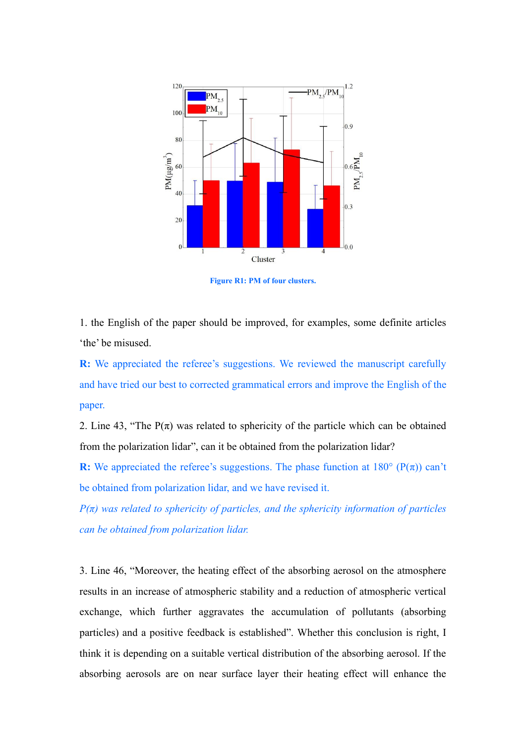Figure R1: PM of four clusters.

1. the English of the paper should be improved, for examples, some definite articles 'the' be misused.

**R:** We appreciated the referee's suggestions. We reviewed the manuscript carefully and have tried our best to corrected grammatical errors and improve the English of the paper.

2. Line 43, "The P(π) was related to sphericity of the particle which can be obtained from the polarization lidar", can it be obtained from the polarization lidar?

**R:** We appreciated the referee's suggestions. The phase function at 180° (P(π)) can't be obtained from polarization lidar, and we have revised it.

*P(π) was related to sphericity of particles, and the sphericity information of particles can be obtained from polarization lidar.*

3. Line 46, "Moreover, the heating effect of the absorbing aerosol on the atmosphere results in an increase of atmospheric stability and a reduction of atmospheric vertical exchange, which further aggravates the accumulation of pollutants (absorbing particles) and a positive feedback is established". Whether this conclusion is right, I think it is depending on a suitable vertical distribution of the absorbing aerosol. If the absorbing aerosols are on near surface layer their heating effect will enhance the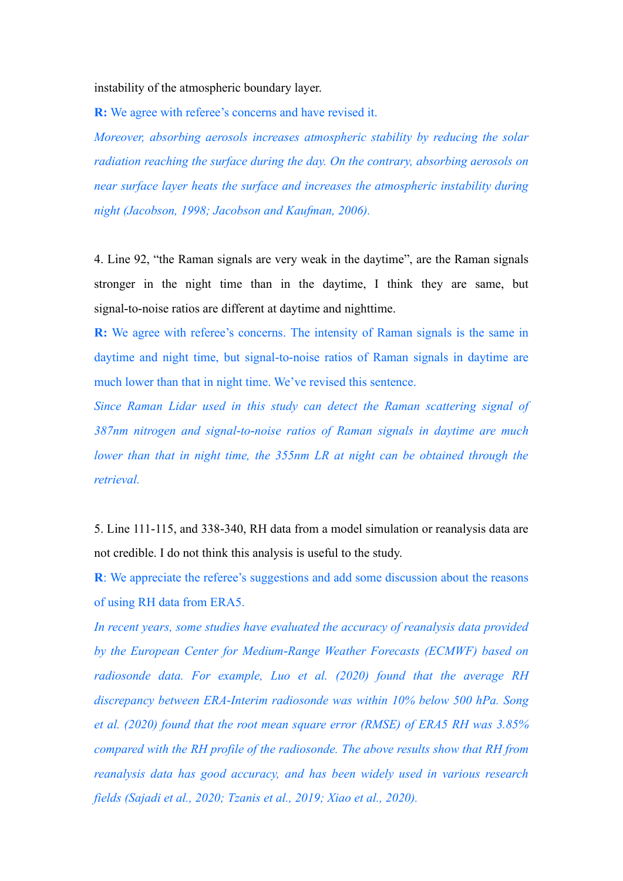instability of the atmospheric boundary layer.

**R:** We agree with referee's concerns and have revised it.

*Moreover, absorbing aerosols increases atmospheric stability by reducing the solar radiation reaching the surface during the day. On the contrary, absorbing aerosols on near surface layer heats the surface and increases the atmospheric instability during night (Jacobson, 1998; Jacobson and Kaufman, 2006).*

4. Line 92, "the Raman signals are very weak in the daytime", are the Raman signals stronger in the night time than in the daytime, I think they are same, but signal-to-noise ratios are different at daytime and nighttime.

**R:** We agree with referee's concerns. The intensity of Raman signals is the same in daytime and night time, but signal-to-noise ratios of Raman signals in daytime are much lower than that in night time. We've revised this sentence.

*Since Raman Lidar used in this study can detect the Raman scattering signal of 387nm nitrogen and signal-to-noise ratios of Raman signals in daytime are much lower than that in night time, the 355nm LR at night can be obtained through the retrieval.*

5. Line 111-115, and 338-340, RH data from a model simulation or reanalysis data are not credible. I do not think this analysis is useful to the study.

**R**: We appreciate the referee's suggestions and add some discussion about the reasons of using RH data from ERA5.

*In recent years, some studies have evaluated the accuracy of reanalysis data provided by the European Center for Medium-Range Weather Forecasts (ECMWF) based on radiosonde data. For example, Luo et al. (2020) found that the average RH discrepancy between ERA-Interim radiosonde was within 10% below 500 hPa. Song et al. (2020) found that the root mean square error (RMSE) of ERA5 RH was 3.85% compared with the RH profile of the radiosonde. The above results show that RH from reanalysis data has good accuracy, and has been widely used in various research fields (Sajadi et al., 2020; Tzanis et al., 2019; Xiao et al., 2020).*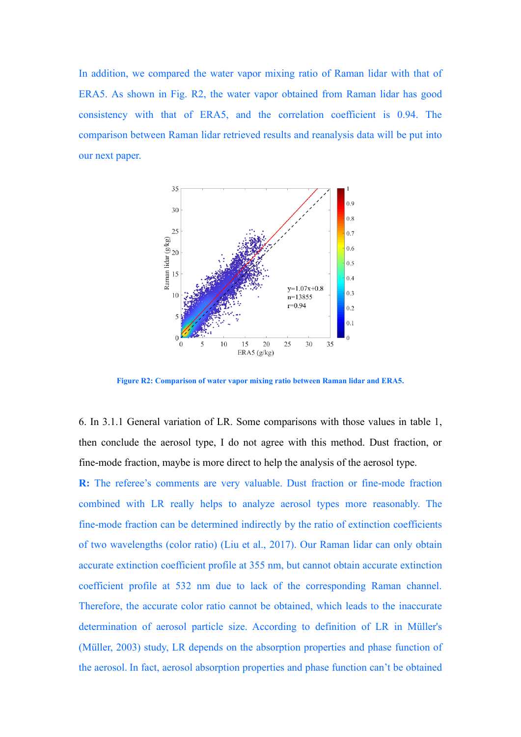In addition, we compared the water vapor mixing ratio of Raman lidar with that of ERA5. As shown in Fig. R2, the water vapor obtained from Raman lidar has good consistency with that of ERA5, and the correlation coefficient is 0.94. The comparison between Raman lidar retrieved results and reanalysis data will be put into our next paper.

**Figure R2: Comparison of water vapor mixing ratio between Raman lidar and ERA5.**

6. In 3.1.1 General variation of LR. Some comparisons with those values in table 1, then conclude the aerosol type, I do not agree with this method. Dust fraction, or fine-mode fraction, maybe is more direct to help the analysis of the aerosol type.

**R:** The referee's comments are very valuable. Dust fraction or fine-mode fraction combined with LR really helps to analyze aerosol types more reasonably. The fine-mode fraction can be determined indirectly by the ratio of extinction coefficients of two wavelengths (color ratio) (Liu et al., 2017). Our Raman lidar can only obtain accurate extinction coefficient profile at 355 nm, but cannot obtain accurate extinction coefficient profile at 532 nm due to lack of the corresponding Raman channel. Therefore, the accurate color ratio cannot be obtained, which leads to the inaccurate determination of aerosol particle size. According to definition of LR in Müller's (Müller, 2003) study, LR depends on the absorption properties and phase function of the aerosol. In fact, aerosol absorption properties and phase function can't be obtained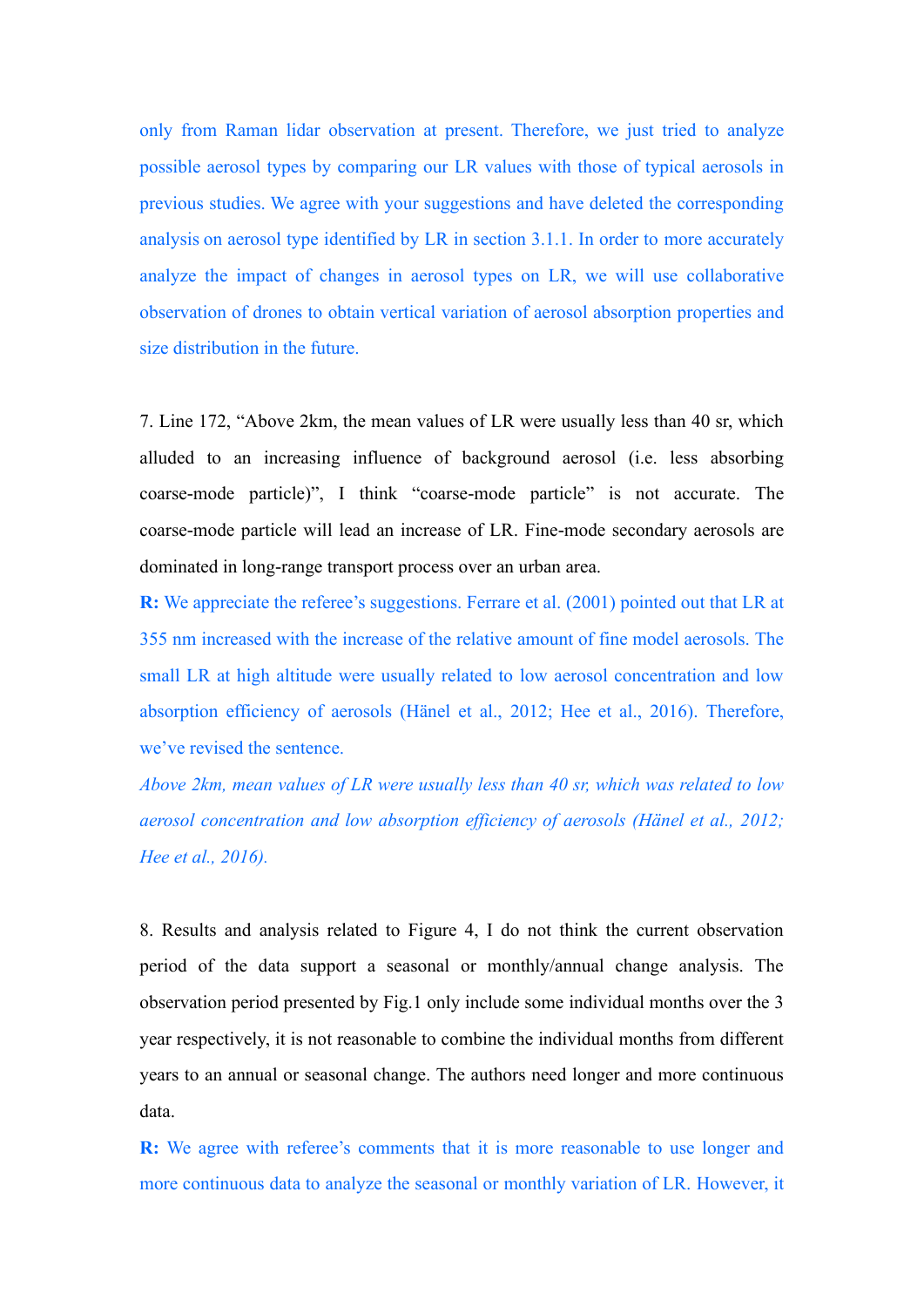only from Raman lidar observation at present. Therefore, we just tried to analyze possible aerosol types by comparing our LR values with those of typical aerosols in previous studies. We agree with your suggestions and have deleted the corresponding analysis on aerosol type identified by LR in section 3.1.1. In order to more accurately analyze the impact of changes in aerosol types on LR, we will use collaborative observation of drones to obtain vertical variation of aerosol absorption properties and size distribution in the future.

7. Line 172, "Above 2km, the mean values of LR were usually less than 40 sr, which alluded to an increasing influence of background aerosol (i.e. less absorbing coarse-mode particle)", I think "coarse-mode particle" is not accurate. The coarse-mode particle will lead an increase of LR. Fine-mode secondary aerosols are dominated in long-range transport process over an urban area.

**R:** We appreciate the referee's suggestions. Ferrare et al. (2001) pointed out that LR at 355 nm increased with the increase of the relative amount of fine model aerosols. The small LR at high altitude were usually related to low aerosol concentration and low absorption efficiency of aerosols (Hänel et al., 2012; Hee et al., 2016). Therefore, we've revised the sentence.

*Above 2km, mean values of LR were usually less than 40 sr, which was related to low aerosol concentration and low absorption efficiency of aerosols (Hänel et al., 2012; Hee et al., 2016).*

8. Results and analysis related to Figure 4, I do not think the current observation period of the data support a seasonal or monthly/annual change analysis. The observation period presented by Fig.1 only include some individual months over the 3 year respectively, it is not reasonable to combine the individual months from different years to an annual or seasonal change. The authors need longer and more continuous data.

**R:** We agree with referee's comments that it is more reasonable to use longer and more continuous data to analyze the seasonal or monthly variation of LR. However, it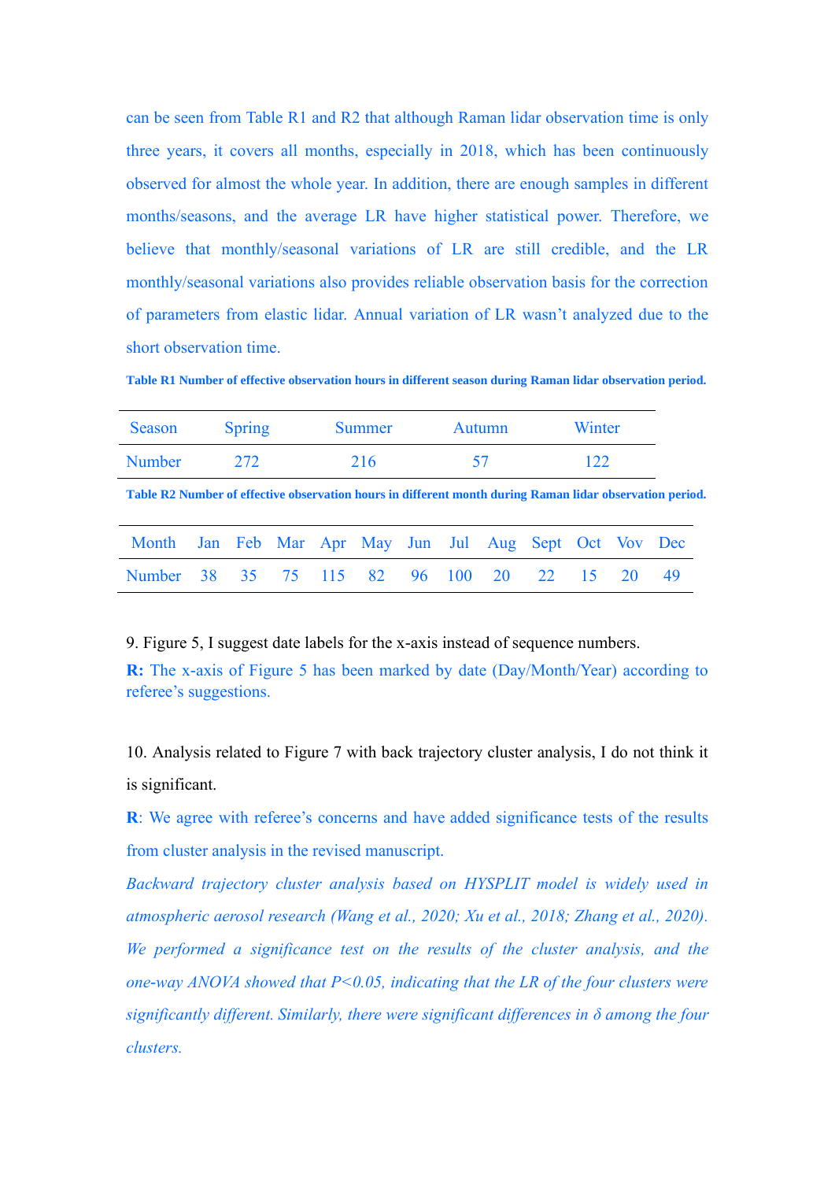can be seen from Table R1 and R2 that although Raman lidar observation time is only three years, it covers all months, especially in 2018, which has been continuously observed for almost the whole year. In addition, there are enough samples in different months/seasons, and the average LR have higher statistical power. Therefore, we believe that monthly/seasonal variations of LR are still credible, and the LR monthly/seasonal variations also provides reliable observation basis for the correction of parameters from elastic lidar. Annual variation of LR wasn't analyzed due to the short observation time.

**Table R1 Number of effective observation hours in different season during Raman lidar observation period.**

| Season | Spring | Summer | Autumn | Winter |
|---|---|---|---|---|
| Number | 272 | 216 | 57 | 122 |

**Table R2 Number of effective observation hours in different month during Raman lidar observation period.**

| Month | Jan | Feb | Mar | Apr | May | Jun | Jul | Aug | Sept | Oct | Vov | Dec |
|---|---|---|---|---|---|---|---|---|---|---|---|---|
| Number | 38 | 35 | 75 | 115 | 82 | 96 | 100 | 20 | 22 | 15 | 20 | 49 |

9. Figure 5, I suggest date labels for the x-axis instead of sequence numbers.

**R:** The x-axis of Figure 5 has been marked by date (Day/Month/Year) according to referee's suggestions.

10. Analysis related to Figure 7 with back trajectory cluster analysis, I do not think it is significant.

**R**: We agree with referee's concerns and have added significance tests of the results from cluster analysis in the revised manuscript.

*Backward trajectory cluster analysis based on HYSPLIT model is widely used in atmospheric aerosol research (Wang et al., 2020; Xu et al., 2018; Zhang et al., 2020). We performed a significance test on the results of the cluster analysis, and the one-way ANOVA showed that $P<0.05$, indicating that the LR of the four clusters were significantly different. Similarly, there were significant differences in $\delta$ among the four clusters.*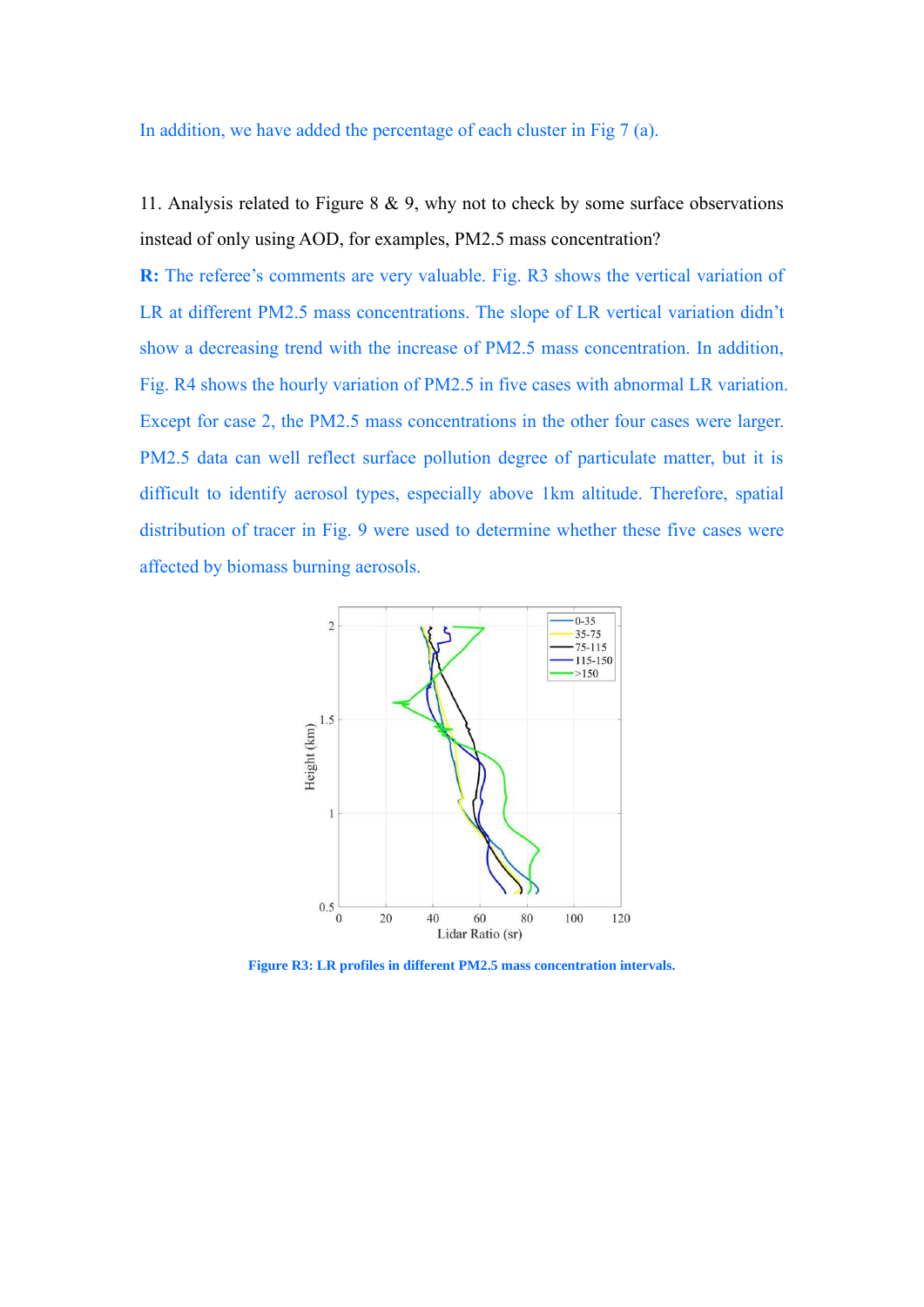In addition, we have added the percentage of each cluster in Fig 7 (a).

11. Analysis related to Figure 8 & 9, why not to check by some surface observations instead of only using AOD, for examples, PM2.5 mass concentration?

**R:** The referee's comments are very valuable. Fig. R3 shows the vertical variation of LR at different PM2.5 mass concentrations. The slope of LR vertical variation didn't show a decreasing trend with the increase of PM2.5 mass concentration. In addition, Fig. R4 shows the hourly variation of PM2.5 in five cases with abnormal LR variation. Except for case 2, the PM2.5 mass concentrations in the other four cases were larger. PM2.5 data can well reflect surface pollution degree of particulate matter, but it is difficult to identify aerosol types, especially above 1km altitude. Therefore, spatial distribution of tracer in Fig. 9 were used to determine whether these five cases were affected by biomass burning aerosols.

**Figure R3: LR profiles in different PM2.5 mass concentration intervals.**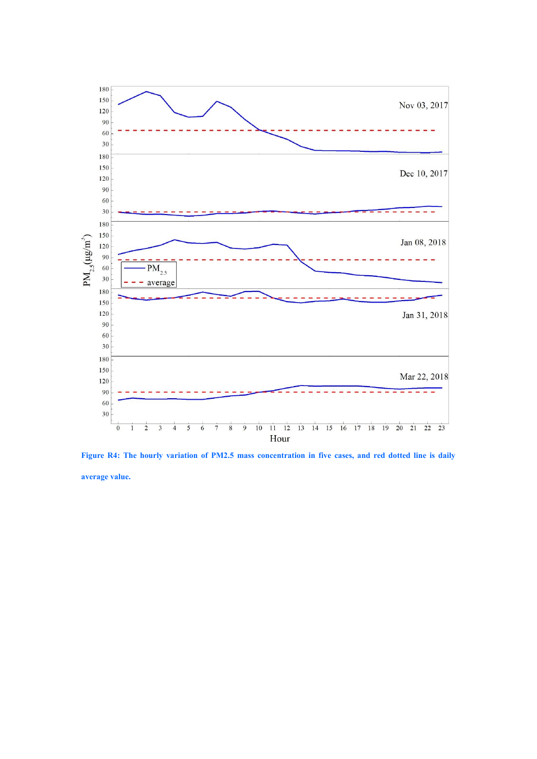**Figure R4: The hourly variation of PM2.5 mass concentration in five cases, and red dotted line is daily average value.**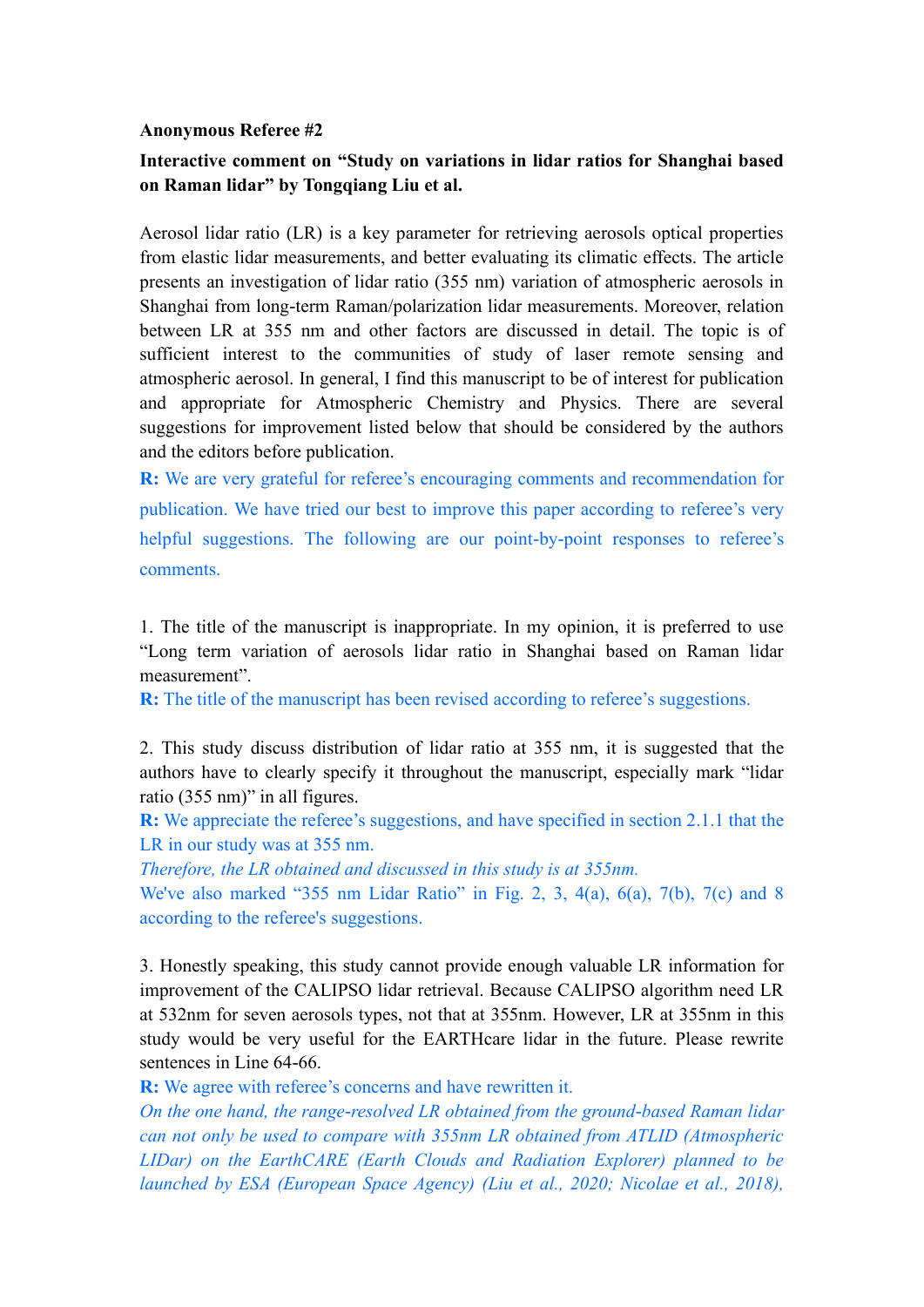**Anonymous Referee #2**

**Interactive comment on "Study on variations in lidar ratios for Shanghai based on Raman lidar" by Tongqiang Liu et al.**

Aerosol lidar ratio (LR) is a key parameter for retrieving aerosols optical properties from elastic lidar measurements, and better evaluating its climatic effects. The article presents an investigation of lidar ratio (355 nm) variation of atmospheric aerosols in Shanghai from long-term Raman/polarization lidar measurements. Moreover, relation between LR at 355 nm and other factors are discussed in detail. The topic is of sufficient interest to the communities of study of laser remote sensing and atmospheric aerosol. In general, I find this manuscript to be of interest for publication and appropriate for Atmospheric Chemistry and Physics. There are several suggestions for improvement listed below that should be considered by the authors and the editors before publication.

**R:** We are very grateful for referee's encouraging comments and recommendation for publication. We have tried our best to improve this paper according to referee's very helpful suggestions. The following are our point-by-point responses to referee's comments.

1. The title of the manuscript is inappropriate. In my opinion, it is preferred to use "Long term variation of aerosols lidar ratio in Shanghai based on Raman lidar measurement".

**R:** The title of the manuscript has been revised according to referee's suggestions.

2. This study discuss distribution of lidar ratio at 355 nm, it is suggested that the authors have to clearly specify it throughout the manuscript, especially mark "lidar ratio (355 nm)" in all figures.

**R:** We appreciate the referee's suggestions, and have specified in section 2.1.1 that the LR in our study was at 355 nm.

*Therefore, the LR obtained and discussed in this study is at 355nm.*

We've also marked "355 nm Lidar Ratio" in Fig. 2, 3, 4(a), 6(a), 7(b), 7(c) and 8 according to the referee's suggestions.

3. Honestly speaking, this study cannot provide enough valuable LR information for improvement of the CALIPSO lidar retrieval. Because CALIPSO algorithm need LR at 532nm for seven aerosols types, not that at 355nm. However, LR at 355nm in this study would be very useful for the EARTHcare lidar in the future. Please rewrite sentences in Line 64-66.

**R:** We agree with referee's concerns and have rewritten it.

*On the one hand, the range-resolved LR obtained from the ground-based Raman lidar can not only be used to compare with 355nm LR obtained from ATLID (Atmospheric LIDar) on the EarthCARE (Earth Clouds and Radiation Explorer) planned to be launched by ESA (European Space Agency) (Liu et al., 2020; Nicolae et al., 2018),*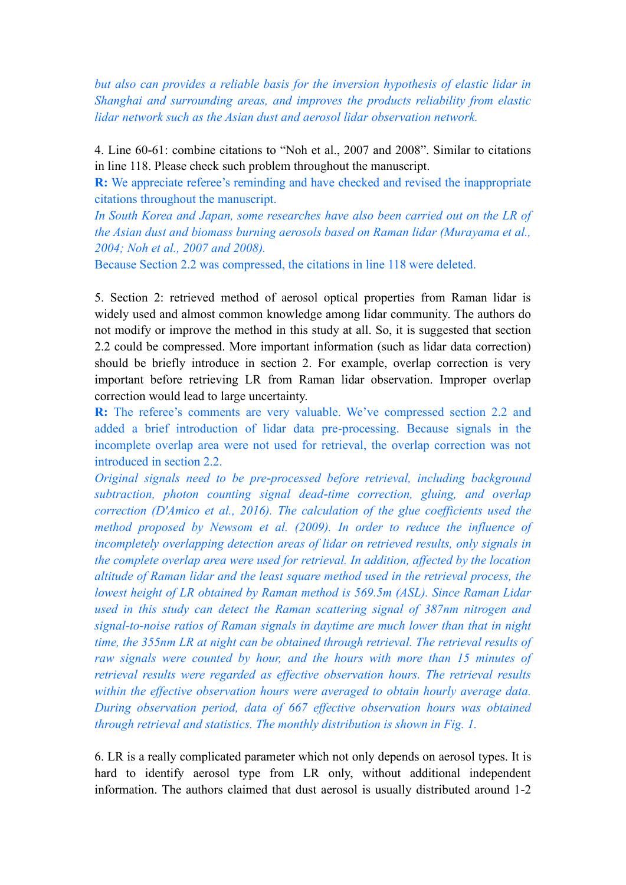*but also can provides a reliable basis for the inversion hypothesis of elastic lidar in Shanghai and surrounding areas, and improves the products reliability from elastic lidar network such as the Asian dust and aerosol lidar observation network.*

4. Line 60-61: combine citations to "Noh et al., 2007 and 2008". Similar to citations in line 118. Please check such problem throughout the manuscript.

**R:** We appreciate referee's reminding and have checked and revised the inappropriate citations throughout the manuscript.

*In South Korea and Japan, some researches have also been carried out on the LR of the Asian dust and biomass burning aerosols based on Raman lidar (Murayama et al., 2004; Noh et al., 2007 and 2008).*

Because Section 2.2 was compressed, the citations in line 118 were deleted.

5. Section 2: retrieved method of aerosol optical properties from Raman lidar is widely used and almost common knowledge among lidar community. The authors do not modify or improve the method in this study at all. So, it is suggested that section 2.2 could be compressed. More important information (such as lidar data correction) should be briefly introduce in section 2. For example, overlap correction is very important before retrieving LR from Raman lidar observation. Improper overlap correction would lead to large uncertainty.

**R:** The referee's comments are very valuable. We've compressed section 2.2 and added a brief introduction of lidar data pre-processing. Because signals in the incomplete overlap area were not used for retrieval, the overlap correction was not introduced in section 2.2.

*Original signals need to be pre-processed before retrieval, including background subtraction, photon counting signal dead-time correction, gluing, and overlap correction (D'Amico et al., 2016). The calculation of the glue coefficients used the method proposed by Newsom et al. (2009). In order to reduce the influence of incompletely overlapping detection areas of lidar on retrieved results, only signals in the complete overlap area were used for retrieval. In addition, affected by the location altitude of Raman lidar and the least square method used in the retrieval process, the lowest height of LR obtained by Raman method is 569.5m (ASL). Since Raman Lidar used in this study can detect the Raman scattering signal of 387nm nitrogen and signal-to-noise ratios of Raman signals in daytime are much lower than that in night time, the 355nm LR at night can be obtained through retrieval. The retrieval results of raw signals were counted by hour, and the hours with more than 15 minutes of retrieval results were regarded as effective observation hours. The retrieval results within the effective observation hours were averaged to obtain hourly average data. During observation period, data of 667 effective observation hours was obtained through retrieval and statistics. The monthly distribution is shown in Fig. 1.*

6. LR is a really complicated parameter which not only depends on aerosol types. It is hard to identify aerosol type from LR only, without additional independent information. The authors claimed that dust aerosol is usually distributed around 1-2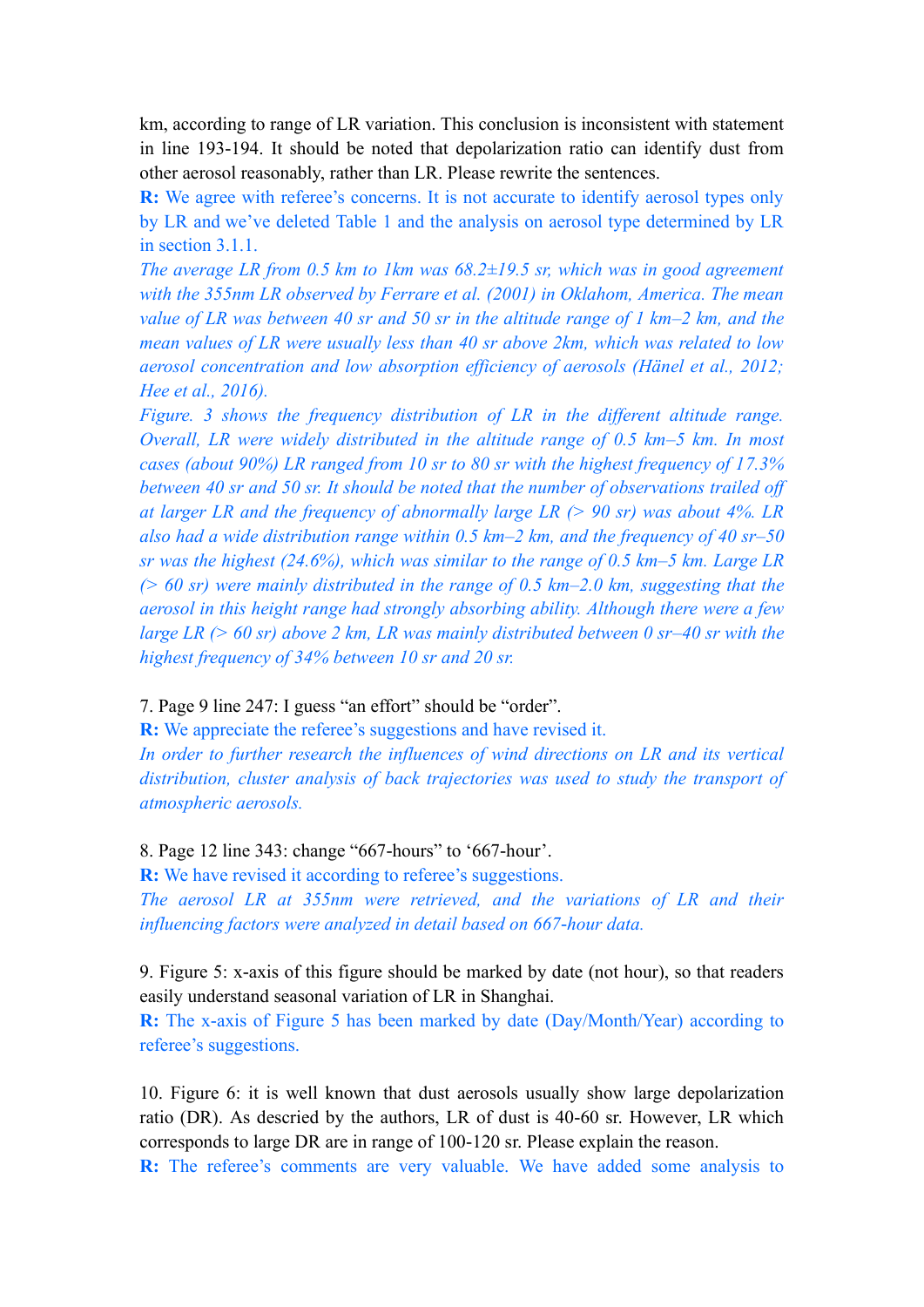km, according to range of LR variation. This conclusion is inconsistent with statement in line 193-194. It should be noted that depolarization ratio can identify dust from other aerosol reasonably, rather than LR. Please rewrite the sentences.

**R:** We agree with referee's concerns. It is not accurate to identify aerosol types only by LR and we've deleted Table 1 and the analysis on aerosol type determined by LR in section 3.1.1.

*The average LR from 0.5 km to 1km was 68.2±19.5 sr, which was in good agreement with the 355nm LR observed by Ferrare et al. (2001) in Oklahom, America. The mean value of LR was between 40 sr and 50 sr in the altitude range of 1 km–2 km, and the mean values of LR were usually less than 40 sr above 2km, which was related to low aerosol concentration and low absorption efficiency of aerosols (Hänel et al., 2012; Hee et al., 2016).*

*Figure. 3 shows the frequency distribution of LR in the different altitude range. Overall, LR were widely distributed in the altitude range of 0.5 km–5 km. In most cases (about 90%) LR ranged from 10 sr to 80 sr with the highest frequency of 17.3% between 40 sr and 50 sr. It should be noted that the number of observations trailed off at larger LR and the frequency of abnormally large LR (> 90 sr) was about 4%. LR also had a wide distribution range within 0.5 km–2 km, and the frequency of 40 sr–50 sr was the highest (24.6%), which was similar to the range of 0.5 km–5 km. Large LR (> 60 sr) were mainly distributed in the range of 0.5 km–2.0 km, suggesting that the aerosol in this height range had strongly absorbing ability. Although there were a few large LR (> 60 sr) above 2 km, LR was mainly distributed between 0 sr–40 sr with the highest frequency of 34% between 10 sr and 20 sr.*

7. Page 9 line 247: I guess "an effort" should be "order".

**R:** We appreciate the referee's suggestions and have revised it.

*In order to further research the influences of wind directions on LR and its vertical distribution, cluster analysis of back trajectories was used to study the transport of atmospheric aerosols.*

8. Page 12 line 343: change "667-hours" to '667-hour'.

**R:** We have revised it according to referee's suggestions.

*The aerosol LR at 355nm were retrieved, and the variations of LR and their influencing factors were analyzed in detail based on 667-hour data.*

9. Figure 5: x-axis of this figure should be marked by date (not hour), so that readers easily understand seasonal variation of LR in Shanghai.

**R:** The x-axis of Figure 5 has been marked by date (Day/Month/Year) according to referee's suggestions.

10. Figure 6: it is well known that dust aerosols usually show large depolarization ratio (DR). As descried by the authors, LR of dust is 40-60 sr. However, LR which corresponds to large DR are in range of 100-120 sr. Please explain the reason.

**R:** The referee's comments are very valuable. We have added some analysis to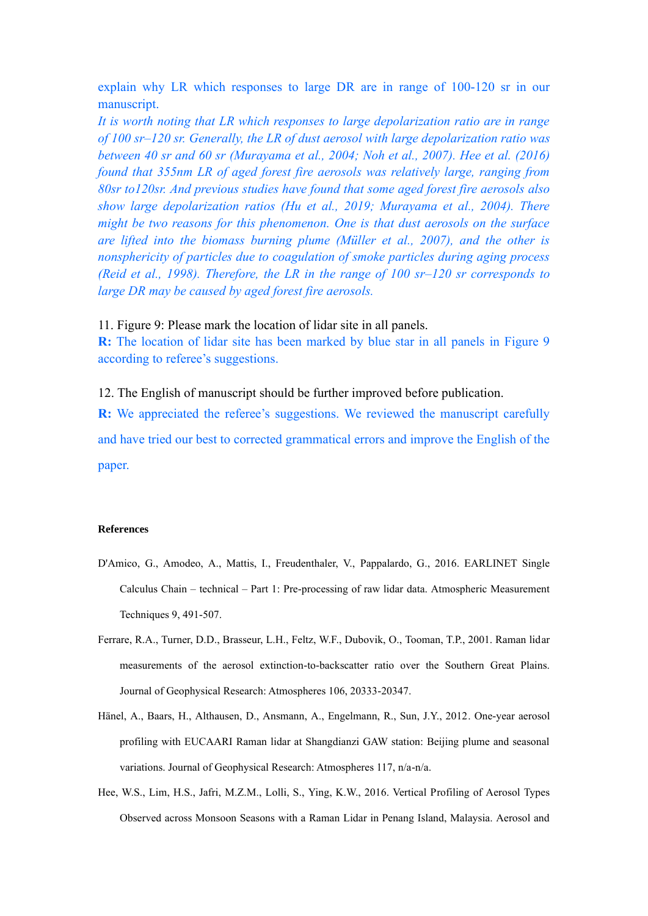explain why LR which responses to large DR are in range of 100-120 sr in our manuscript.

*It is worth noting that LR which responses to large depolarization ratio are in range of 100 sr–120 sr. Generally, the LR of dust aerosol with large depolarization ratio was between 40 sr and 60 sr (Murayama et al., 2004; Noh et al., 2007). Hee et al. (2016) found that 355nm LR of aged forest fire aerosols was relatively large, ranging from 80sr to120sr. And previous studies have found that some aged forest fire aerosols also show large depolarization ratios (Hu et al., 2019; Murayama et al., 2004). There might be two reasons for this phenomenon. One is that dust aerosols on the surface are lifted into the biomass burning plume (Müller et al., 2007), and the other is nonsphericity of particles due to coagulation of smoke particles during aging process (Reid et al., 1998). Therefore, the LR in the range of 100 sr–120 sr corresponds to large DR may be caused by aged forest fire aerosols.*

11. Figure 9: Please mark the location of lidar site in all panels.

**R:** The location of lidar site has been marked by blue star in all panels in Figure 9 according to referee's suggestions.

12. The English of manuscript should be further improved before publication.

**R:** We appreciated the referee's suggestions. We reviewed the manuscript carefully and have tried our best to corrected grammatical errors and improve the English of the paper.

**References**

D'Amico, G., Amodeo, A., Mattis, I., Freudenthaler, V., Pappalardo, G., 2016. EARLINET Single Calculus Chain – technical – Part 1: Pre-processing of raw lidar data. Atmospheric Measurement Techniques 9, 491-507.

Ferrare, R.A., Turner, D.D., Brasseur, L.H., Feltz, W.F., Dubovik, O., Tooman, T.P., 2001. Raman lidar measurements of the aerosol extinction-to-backscatter ratio over the Southern Great Plains. Journal of Geophysical Research: Atmospheres 106, 20333-20347.

Hänel, A., Baars, H., Althausen, D., Ansmann, A., Engelmann, R., Sun, J.Y., 2012. One-year aerosol profiling with EUCAARI Raman lidar at Shangdianzi GAW station: Beijing plume and seasonal variations. Journal of Geophysical Research: Atmospheres 117, n/a-n/a.

Hee, W.S., Lim, H.S., Jafri, M.Z.M., Lolli, S., Ying, K.W., 2016. Vertical Profiling of Aerosol Types Observed across Monsoon Seasons with a Raman Lidar in Penang Island, Malaysia. Aerosol and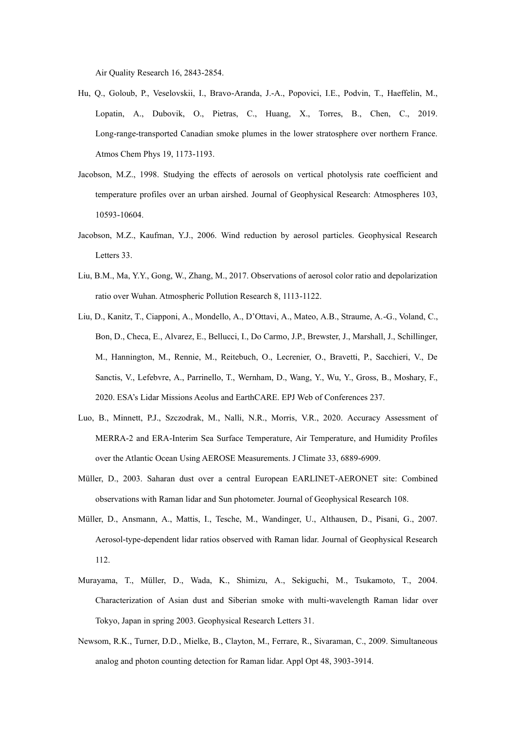Air Quality Research 16, 2843-2854.

Hu, Q., Goloub, P., Veselovskii, I., Bravo-Aranda, J.-A., Popovici, I.E., Podvin, T., Haeffelin, M., Lopatin, A., Dubovik, O., Pietras, C., Huang, X., Torres, B., Chen, C., 2019. Long-range-transported Canadian smoke plumes in the lower stratosphere over northern France. Atmos Chem Phys 19, 1173-1193.

Jacobson, M.Z., 1998. Studying the effects of aerosols on vertical photolysis rate coefficient and temperature profiles over an urban airshed. Journal of Geophysical Research: Atmospheres 103, 10593-10604.

Jacobson, M.Z., Kaufman, Y.J., 2006. Wind reduction by aerosol particles. Geophysical Research Letters 33.

Liu, B.M., Ma, Y.Y., Gong, W., Zhang, M., 2017. Observations of aerosol color ratio and depolarization ratio over Wuhan. Atmospheric Pollution Research 8, 1113-1122.

Liu, D., Kanitz, T., Ciapponi, A., Mondello, A., D'Ottavi, A., Mateo, A.B., Straume, A.-G., Voland, C., Bon, D., Checa, E., Alvarez, E., Bellucci, I., Do Carmo, J.P., Brewster, J., Marshall, J., Schillinger, M., Hannington, M., Rennie, M., Reitebuch, O., Lecrenier, O., Bravetti, P., Sacchieri, V., De Sanctis, V., Lefebvre, A., Parrinello, T., Wernham, D., Wang, Y., Wu, Y., Gross, B., Moshary, F., 2020. ESA's Lidar Missions Aeolus and EarthCARE. EPJ Web of Conferences 237.

Luo, B., Minnett, P.J., Szczodrak, M., Nalli, N.R., Morris, V.R., 2020. Accuracy Assessment of MERRA-2 and ERA-Interim Sea Surface Temperature, Air Temperature, and Humidity Profiles over the Atlantic Ocean Using AEROSE Measurements. J Climate 33, 6889-6909.

Müller, D., 2003. Saharan dust over a central European EARLINET-AERONET site: Combined observations with Raman lidar and Sun photometer. Journal of Geophysical Research 108.

Müller, D., Ansmann, A., Mattis, I., Tesche, M., Wandinger, U., Althausen, D., Pisani, G., 2007. Aerosol-type-dependent lidar ratios observed with Raman lidar. Journal of Geophysical Research 112.

Murayama, T., Müller, D., Wada, K., Shimizu, A., Sekiguchi, M., Tsukamoto, T., 2004. Characterization of Asian dust and Siberian smoke with multi-wavelength Raman lidar over Tokyo, Japan in spring 2003. Geophysical Research Letters 31.

Newsom, R.K., Turner, D.D., Mielke, B., Clayton, M., Ferrare, R., Sivaraman, C., 2009. Simultaneous analog and photon counting detection for Raman lidar. Appl Opt 48, 3903-3914.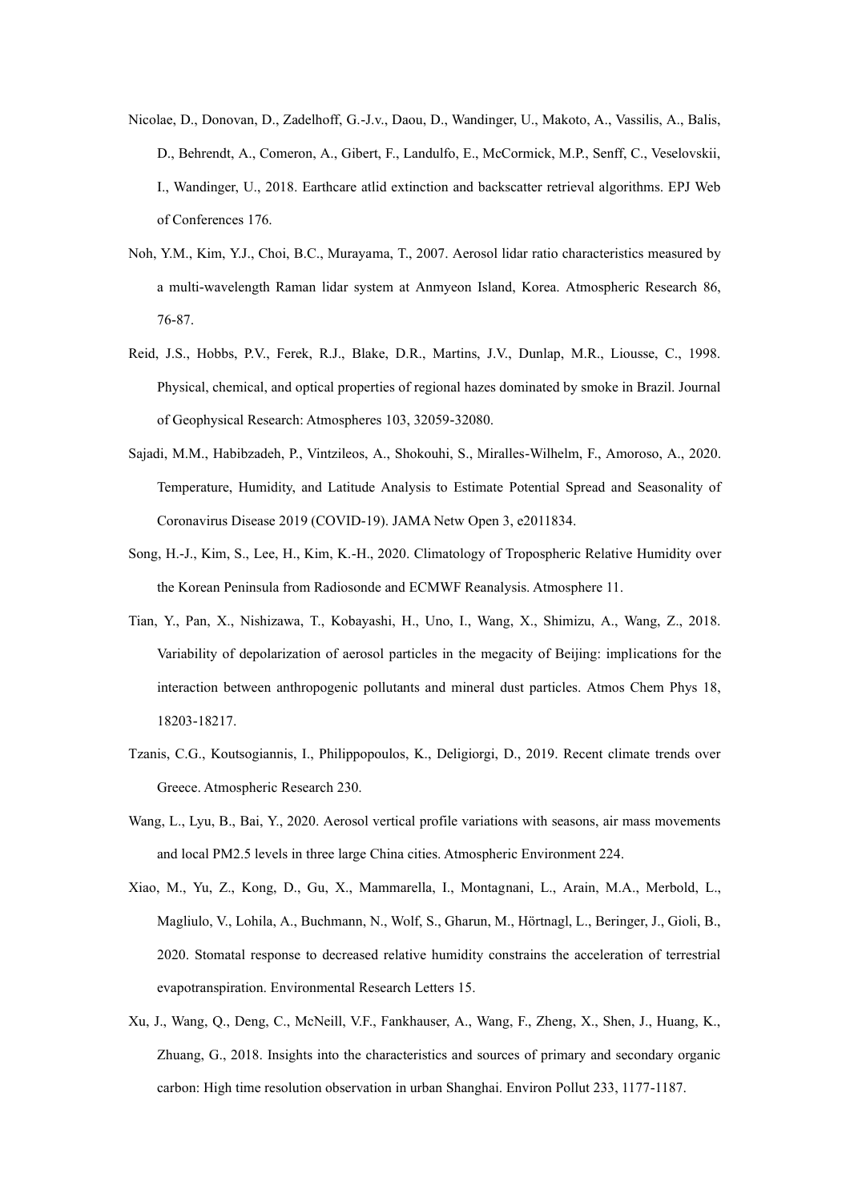Nicolae, D., Donovan, D., Zadelhoff, G.-J.v., Daou, D., Wandinger, U., Makoto, A., Vassilis, A., Balis, D., Behrendt, A., Comeron, A., Gibert, F., Landulfo, E., McCormick, M.P., Senff, C., Veselovskii, I., Wandinger, U., 2018. Earthcare atlid extinction and backscatter retrieval algorithms. EPJ Web of Conferences 176.

Noh, Y.M., Kim, Y.J., Choi, B.C., Murayama, T., 2007. Aerosol lidar ratio characteristics measured by a multi-wavelength Raman lidar system at Anmyeon Island, Korea. Atmospheric Research 86, 76-87.

Reid, J.S., Hobbs, P.V., Ferek, R.J., Blake, D.R., Martins, J.V., Dunlap, M.R., Liousse, C., 1998. Physical, chemical, and optical properties of regional hazes dominated by smoke in Brazil. Journal of Geophysical Research: Atmospheres 103, 32059-32080.

Sajadi, M.M., Habibzadeh, P., Vintzileos, A., Shokouhi, S., Miralles-Wilhelm, F., Amoroso, A., 2020. Temperature, Humidity, and Latitude Analysis to Estimate Potential Spread and Seasonality of Coronavirus Disease 2019 (COVID-19). JAMA Netw Open 3, e2011834.

Song, H.-J., Kim, S., Lee, H., Kim, K.-H., 2020. Climatology of Tropospheric Relative Humidity over the Korean Peninsula from Radiosonde and ECMWF Reanalysis. Atmosphere 11.

Tian, Y., Pan, X., Nishizawa, T., Kobayashi, H., Uno, I., Wang, X., Shimizu, A., Wang, Z., 2018. Variability of depolarization of aerosol particles in the megacity of Beijing: implications for the interaction between anthropogenic pollutants and mineral dust particles. Atmos Chem Phys 18, 18203-18217.

Tzanis, C.G., Koutsogiannis, I., Philippopoulos, K., Deligiorgi, D., 2019. Recent climate trends over Greece. Atmospheric Research 230.

Wang, L., Lyu, B., Bai, Y., 2020. Aerosol vertical profile variations with seasons, air mass movements and local PM2.5 levels in three large China cities. Atmospheric Environment 224.

Xiao, M., Yu, Z., Kong, D., Gu, X., Mammarella, I., Montagnani, L., Arain, M.A., Merbold, L., Magliulo, V., Lohila, A., Buchmann, N., Wolf, S., Gharun, M., Hörtnagl, L., Beringer, J., Gioli, B., 2020. Stomatal response to decreased relative humidity constrains the acceleration of terrestrial evapotranspiration. Environmental Research Letters 15.

Xu, J., Wang, Q., Deng, C., McNeill, V.F., Fankhauser, A., Wang, F., Zheng, X., Shen, J., Huang, K., Zhuang, G., 2018. Insights into the characteristics and sources of primary and secondary organic carbon: High time resolution observation in urban Shanghai. Environ Pollut 233, 1177-1187.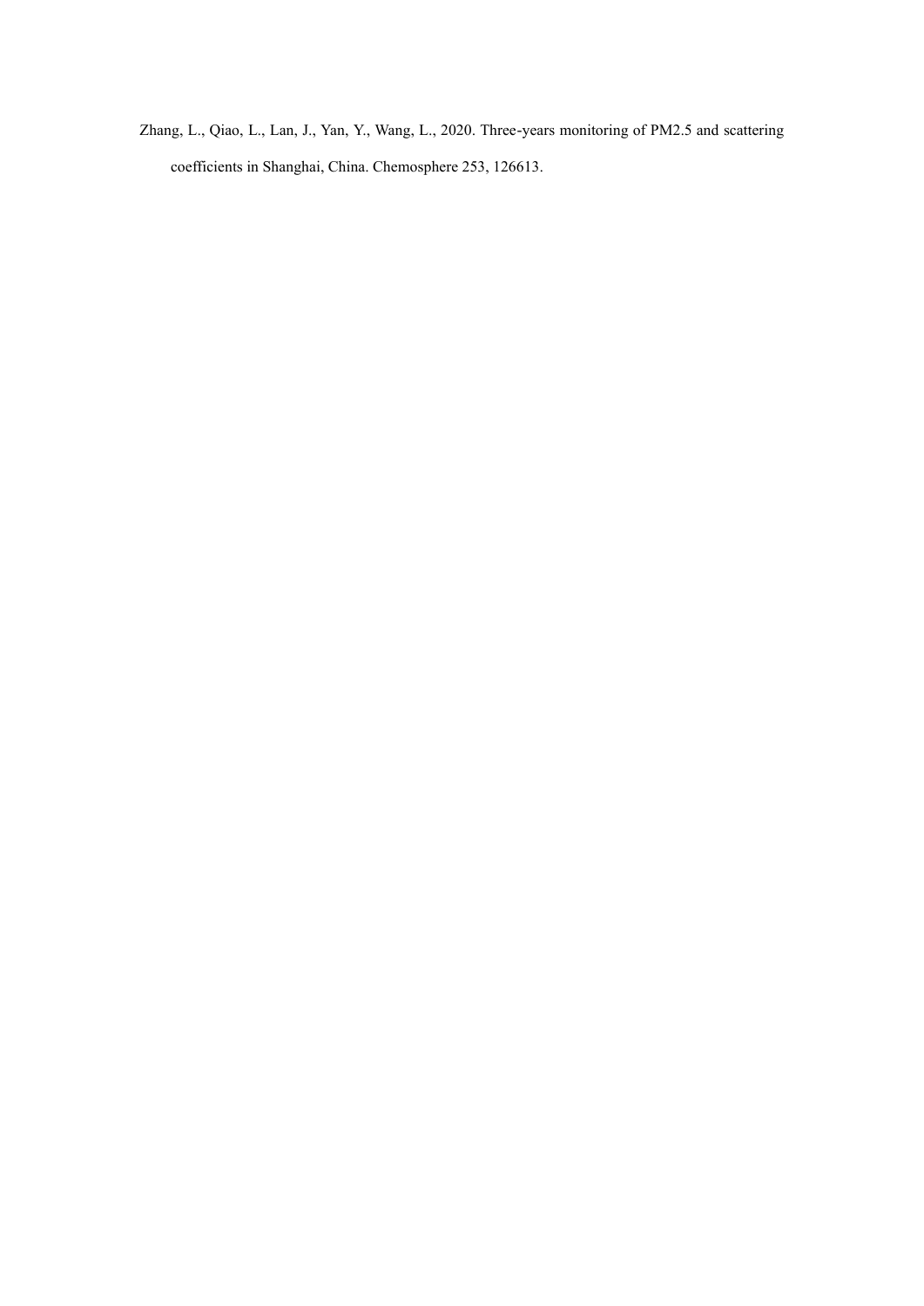Zhang, L., Qiao, L., Lan, J., Yan, Y., Wang, L., 2020. Three-years monitoring of PM2.5 and scattering coefficients in Shanghai, China. Chemosphere 253, 126613.